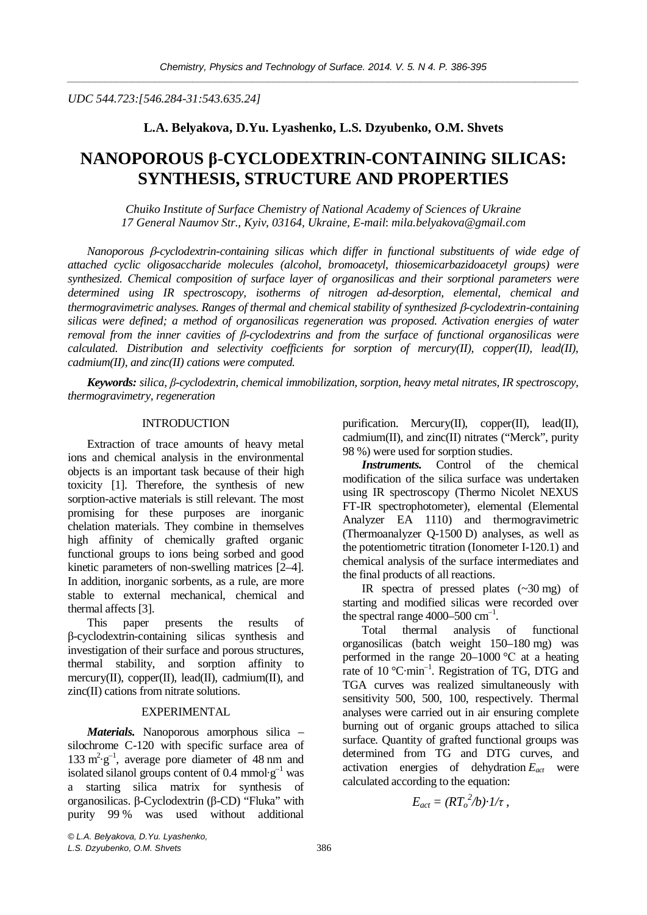UDC 544.723:[546.284-31:543.635.24]

**L.A. Belyakova, D.Yu. Lyashenko, L.S. Dzyubenko, O.M. Shvets**

# NANOPOROUS β-CYCLODEXTRIN-CONTAINING SILICAS: SYNTHESIS, STRUCTURE AND PROPERTIES

*Chuiko Institute of Surface Chemistry of National Academy of Sciences of Ukraine*
*17 General Naumov Str., Kyiv, 03164, Ukraine, E-mail*: *mila.belyakova@gmail.com*

*Nanoporous β-cyclodextrin-containing silicas which differ in functional substituents of wide edge of attached cyclic oligosaccharide molecules (alcohol, bromoacetyl, thiosemicarbazidoacetyl groups) were synthesized. Chemical composition of surface layer of organosilicas and their sorptional parameters were determined using IR spectroscopy, isotherms of nitrogen ad-desorption, elemental, chemical and thermogravimetric analyses. Ranges of thermal and chemical stability of synthesized β-cyclodextrin-containing silicas were defined; a method of organosilicas regeneration was proposed. Activation energies of water removal from the inner cavities of β-cyclodextrins and from the surface of functional organosilicas were calculated. Distribution and selectivity coefficients for sorption of mercury(II), copper(II), lead(II), cadmium(II), and zinc(II) cations were computed.*

***Keywords:*** *silica, β-cyclodextrin, chemical immobilization, sorption, heavy metal nitrates, IR spectroscopy, thermogravimetry, regeneration*

## INTRODUCTION

Extraction of trace amounts of heavy metal ions and chemical analysis in the environmental objects is an important task because of their high toxicity [1]. Therefore, the synthesis of new sorption-active materials is still relevant. The most promising for these purposes are inorganic chelation materials. They combine in themselves high affinity of chemically grafted organic functional groups to ions being sorbed and good kinetic parameters of non-swelling matrices [2–4]. In addition, inorganic sorbents, as a rule, are more stable to external mechanical, chemical and thermal affects [3].

This paper presents the results of β-cyclodextrin-containing silicas synthesis and investigation of their surface and porous structures, thermal stability, and sorption affinity to mercury(II), copper(II), lead(II), cadmium(II), and zinc(II) cations from nitrate solutions.

## EXPERIMENTAL

***Materials.*** Nanoporous amorphous silica – silochrome C-120 with specific surface area of 133 $m^2 \cdot g^{-1}$, average pore diameter of 48 nm and isolated silanol groups content of 0.4 $mmol \cdot g^{-1}$ was a starting silica matrix for synthesis of organosilicas. β-Cyclodextrin (β-CD) "Fluka" with purity 99 % was used without additional purification. Mercury(II), copper(II), lead(II), cadmium(II), and zinc(II) nitrates ("Merck", purity 98 %) were used for sorption studies.

***Instruments.*** Control of the chemical modification of the silica surface was undertaken using IR spectroscopy (Thermo Nicolet NEXUS FT-IR spectrophotometer), elemental (Elemental Analyzer EA 1110) and thermogravimetric (Thermoanalyzer Q-1500 D) analyses, as well as the potentiometric titration (Ionometer I-120.1) and chemical analysis of the surface intermediates and the final products of all reactions.

IR spectra of pressed plates (~30 mg) of starting and modified silicas were recorded over the spectral range 4000–500 $cm^{-1}$.

Total thermal analysis of functional organosilicas (batch weight 150–180 mg) was performed in the range 20–1000 °C at a heating rate of 10 $°C \cdot min^{-1}$. Registration of TG, DTG and TGA curves was realized simultaneously with sensitivity 500, 500, 100, respectively. Thermal analyses were carried out in air ensuring complete burning out of organic groups attached to silica surface. Quantity of grafted functional groups was determined from TG and DTG curves, and activation energies of dehydration $E_{act}$ were calculated according to the equation:

$$E_{act} = (RT_o^2/b) \cdot 1/\tau \,,$$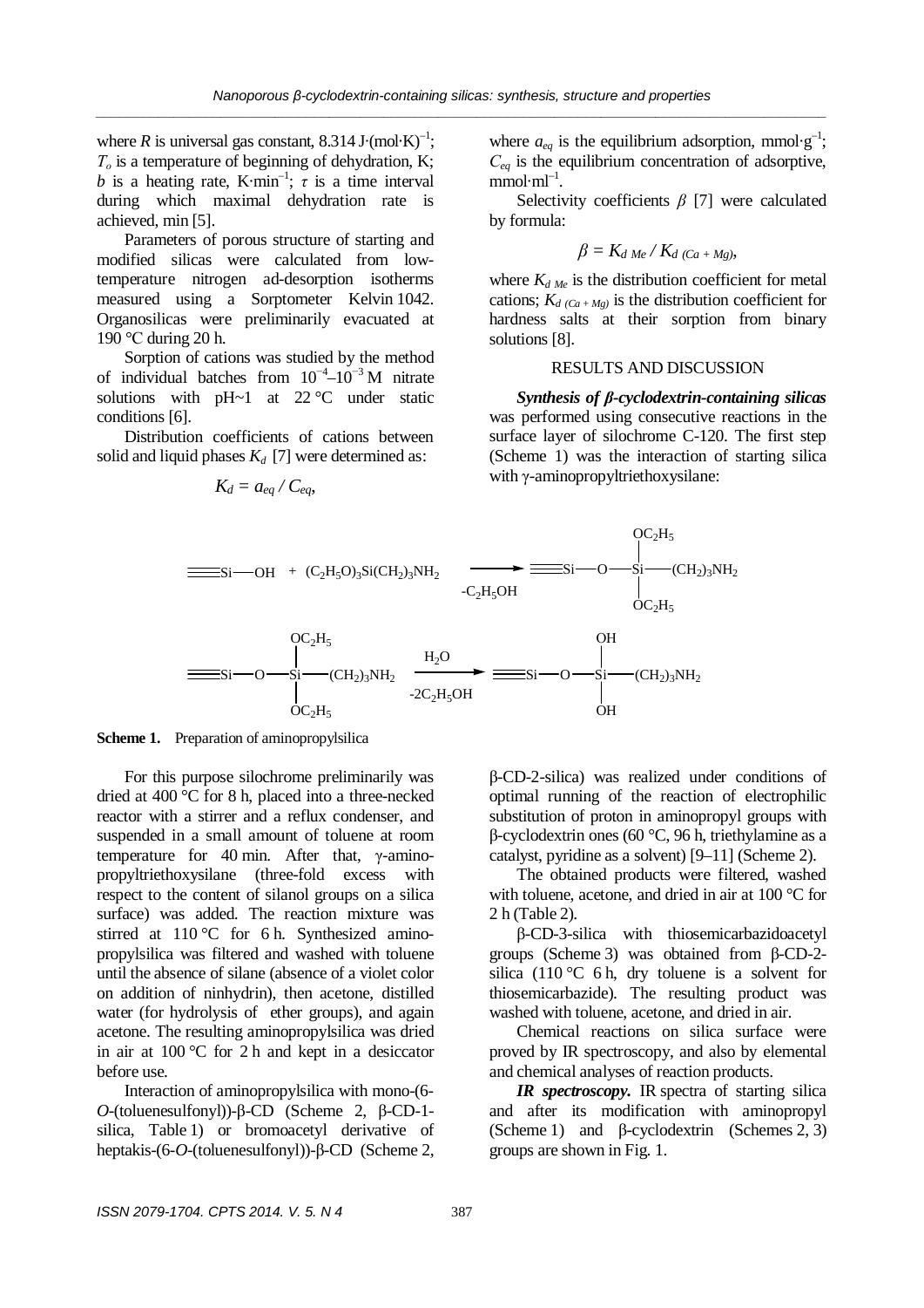where $R$ is universal gas constant, 8.314 J·(mol·K)$^{-1}$; $T_o$ is a temperature of beginning of dehydration, K; $b$ is a heating rate, K·min$^{-1}$; $\tau$ is a time interval during which maximal dehydration rate is achieved, min [5].

Parameters of porous structure of starting and modified silicas were calculated from low-temperature nitrogen ad-desorption isotherms measured using a Sorptometer Kelvin 1042. Organosilicas were preliminarily evacuated at 190 °C during 20 h.

Sorption of cations was studied by the method of individual batches from $10^{-4}$–$10^{-3}$ M nitrate solutions with pH~1 at 22 °C under static conditions [6].

Distribution coefficients of cations between solid and liquid phases $K_d$ [7] were determined as:

$$K_d = a_{eq} / C_{eq},$$

where $a_{eq}$ is the equilibrium adsorption, mmol·g$^{-1}$; $C_{eq}$ is the equilibrium concentration of adsorptive, mmol·ml$^{-1}$.

Selectivity coefficients $\beta$ [7] were calculated by formula:

$$\beta = K_{d\ Me} / K_{d\ (Ca+Mg)},$$

where $K_{d\ Me}$ is the distribution coefficient for metal cations; $K_{d\ (Ca+Mg)}$ is the distribution coefficient for hardness salts at their sorption from binary solutions [8].

## RESULTS AND DISCUSSION

***Synthesis of β-cyclodextrin-containing silicas*** was performed using consecutive reactions in the surface layer of silochrome C-120. The first step (Scheme 1) was the interaction of starting silica with γ-aminopropyltriethoxysilane:

$$\equiv\text{Si–OH} + (C_2H_5O)_3Si(CH_2)_3NH_2 \xrightarrow{-C_2H_5OH} \equiv\text{Si–O–Si}(OC_2H_5)_2\text{–}(CH_2)_3NH_2$$

$$\equiv\text{Si–O–Si}(OC_2H_5)_2\text{–}(CH_2)_3NH_2 \xrightarrow[-2C_2H_5OH]{H_2O} \equiv\text{Si–O–Si}(OH)_2\text{–}(CH_2)_3NH_2$$

**Scheme 1.** Preparation of aminopropylsilica

For this purpose silochrome preliminarily was dried at 400 °C for 8 h, placed into a three-necked reactor with a stirrer and a reflux condenser, and suspended in a small amount of toluene at room temperature for 40 min. After that, γ-aminopropyltriethoxysilane (three-fold excess with respect to the content of silanol groups on a silica surface) was added. The reaction mixture was stirred at 110 °C for 6 h. Synthesized aminopropylsilica was filtered and washed with toluene until the absence of silane (absence of a violet color on addition of ninhydrin), then acetone, distilled water (for hydrolysis of ether groups), and again acetone. The resulting aminopropylsilica was dried in air at 100 °C for 2 h and kept in a desiccator before use.

Interaction of aminopropylsilica with mono-(6-*O*-(toluenesulfonyl))-β-CD (Scheme 2, β-CD-1-silica, Table 1) or bromoacetyl derivative of heptakis-(6-*O*-(toluenesulfonyl))-β-CD (Scheme 2, β-CD-2-silica) was realized under conditions of optimal running of the reaction of electrophilic substitution of proton in aminopropyl groups with β-cyclodextrin ones (60 °C, 96 h, triethylamine as a catalyst, pyridine as a solvent) [9–11] (Scheme 2).

The obtained products were filtered, washed with toluene, acetone, and dried in air at 100 °C for 2 h (Table 2).

β-CD-3-silica with thiosemicarbazidoacetyl groups (Scheme 3) was obtained from β-CD-2-silica (110 °C 6 h, dry toluene is a solvent for thiosemicarbazide). The resulting product was washed with toluene, acetone, and dried in air.

Chemical reactions on silica surface were proved by IR spectroscopy, and also by elemental and chemical analyses of reaction products.

***IR spectroscopy.*** IR spectra of starting silica and after its modification with aminopropyl (Scheme 1) and β-cyclodextrin (Schemes 2, 3) groups are shown in Fig. 1.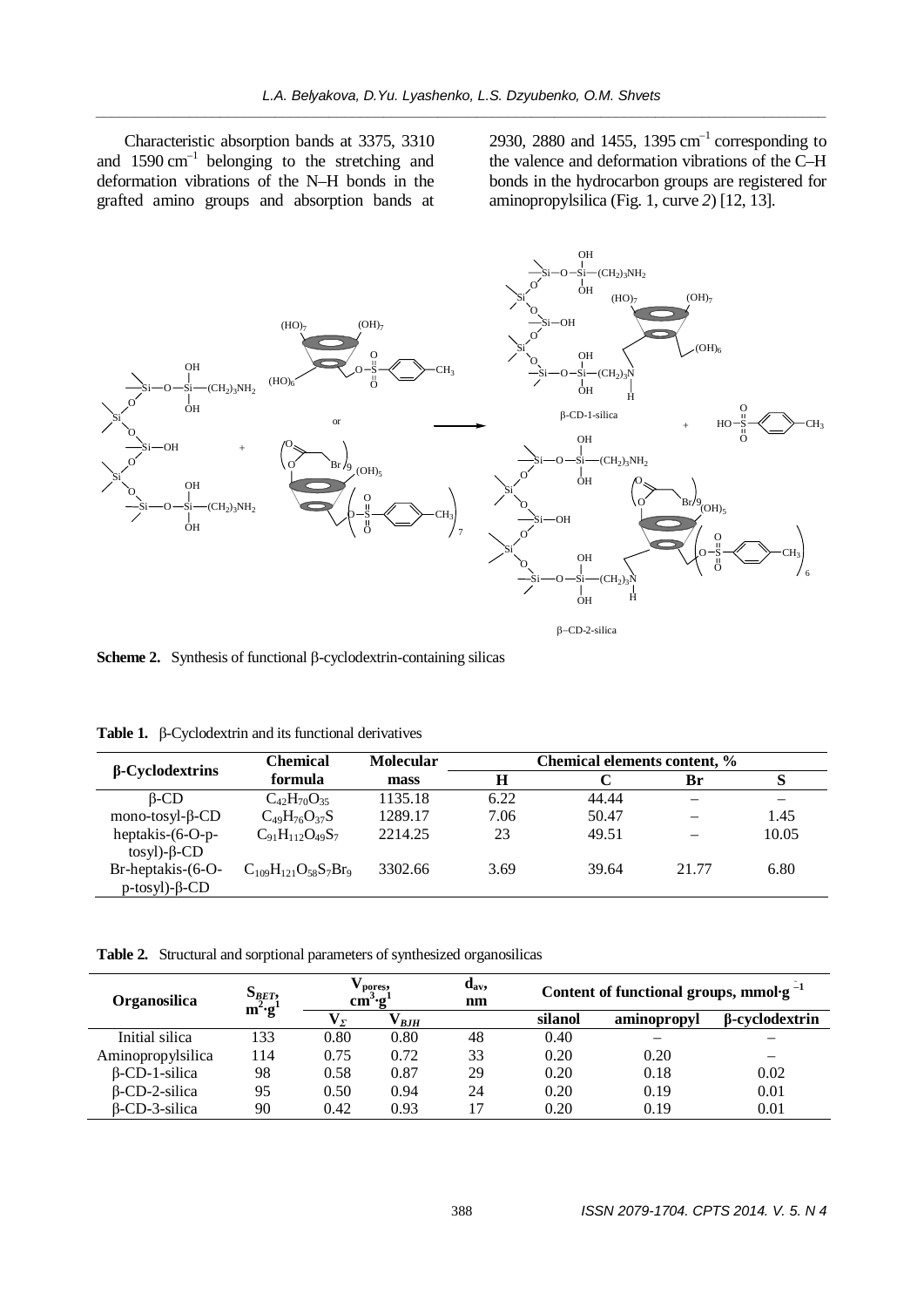Characteristic absorption bands at 3375, 3310 and 1590 cm$^{-1}$ belonging to the stretching and deformation vibrations of the N–H bonds in the grafted amino groups and absorption bands at 2930, 2880 and 1455, 1395 cm$^{-1}$ corresponding to the valence and deformation vibrations of the C–H bonds in the hydrocarbon groups are registered for aminopropylsilica (Fig. 1, curve *2*) [12, 13].

**Scheme 2.** Synthesis of functional β-cyclodextrin-containing silicas

**Table 1.** β-Cyclodextrin and its functional derivatives

| β-Cyclodextrins | Chemical formula | Molecular mass | Chemical elements content, % | | | |
|---|---|---|---|---|---|---|
| | | | H | C | Br | S |
| β-CD | $C_{42}H_{70}O_{35}$ | 1135.18 | 6.22 | 44.44 | – | – |
| mono-tosyl-β-CD | $C_{49}H_{76}O_{37}S$ | 1289.17 | 7.06 | 50.47 | – | 1.45 |
| heptakis-(6-O-p-tosyl)-β-CD | $C_{91}H_{112}O_{49}S_7$ | 2214.25 | 23 | 49.51 | – | 10.05 |
| Br-heptakis-(6-O-p-tosyl)-β-CD | $C_{109}H_{121}O_{58}S_7Br_9$ | 3302.66 | 3.69 | 39.64 | 21.77 | 6.80 |

**Table 2.** Structural and sorptional parameters of synthesized organosilicas

| Organosilica | $S_{BET}$, m$^2$·g$^{-1}$ | $V_{pores}$, cm$^3$·g$^{-1}$ | | $d_{av}$, nm | Content of functional groups, mmol·g$^{-1}$ | | |
|---|---|---|---|---|---|---|---|
| | | $V_{\Sigma}$ | $V_{BJH}$ | | silanol | aminopropyl | β-cyclodextrin |
| Initial silica | 133 | 0.80 | 0.80 | 48 | 0.40 | – | – |
| Aminopropylsilica | 114 | 0.75 | 0.72 | 33 | 0.20 | 0.20 | – |
| β-CD-1-silica | 98 | 0.58 | 0.87 | 29 | 0.20 | 0.18 | 0.02 |
| β-CD-2-silica | 95 | 0.50 | 0.94 | 24 | 0.20 | 0.19 | 0.01 |
| β-CD-3-silica | 90 | 0.42 | 0.93 | 17 | 0.20 | 0.19 | 0.01 |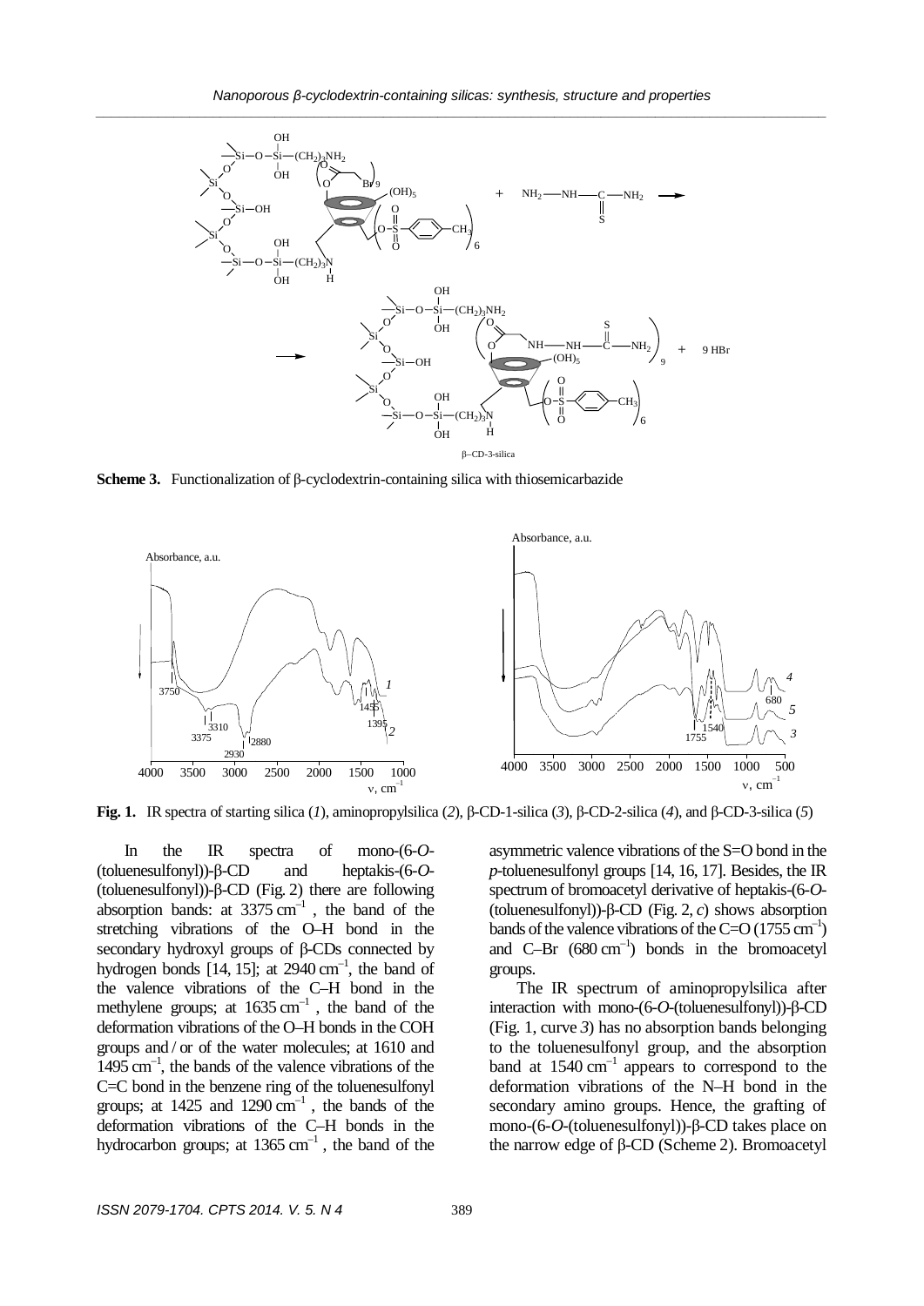**Scheme 3.** Functionalization of β-cyclodextrin-containing silica with thiosemicarbazide

**Fig. 1.** IR spectra of starting silica (*1*), aminopropylsilica (*2*), β-CD-1-silica (*3*), β-CD-2-silica (*4*), and β-CD-3-silica (*5*)

In the IR spectra of mono-(6-*O*-(toluenesulfonyl))-β-CD and heptakis-(6-*O*-(toluenesulfonyl))-β-CD (Fig. 2) there are following absorption bands: at 3375 $cm^{-1}$ , the band of the stretching vibrations of the O–H bond in the secondary hydroxyl groups of β-CDs connected by hydrogen bonds [14, 15]; at 2940 $cm^{-1}$, the band of the valence vibrations of the C–H bond in the methylene groups; at 1635 $cm^{-1}$ , the band of the deformation vibrations of the O–H bonds in the COH groups and / or of the water molecules; at 1610 and 1495 $cm^{-1}$, the bands of the valence vibrations of the C=C bond in the benzene ring of the toluenesulfonyl groups; at 1425 and 1290 $cm^{-1}$ , the bands of the deformation vibrations of the C–H bonds in the hydrocarbon groups; at 1365 $cm^{-1}$ , the band of the asymmetric valence vibrations of the S=O bond in the *p*-toluenesulfonyl groups [14, 16, 17]. Besides, the IR spectrum of bromoacetyl derivative of heptakis-(6-*O*-(toluenesulfonyl))-β-CD (Fig. 2, *c*) shows absorption bands of the valence vibrations of the C=O (1755 $cm^{-1}$) and C–Br (680 $cm^{-1}$) bonds in the bromoacetyl groups.

The IR spectrum of aminopropylsilica after interaction with mono-(6-*O*-(toluenesulfonyl))-β-CD (Fig. 1, curve *3*) has no absorption bands belonging to the toluenesulfonyl group, and the absorption band at 1540 $cm^{-1}$ appears to correspond to the deformation vibrations of the N–H bond in the secondary amino groups. Hence, the grafting of mono-(6-*O*-(toluenesulfonyl))-β-CD takes place on the narrow edge of β-CD (Scheme 2). Bromoacetyl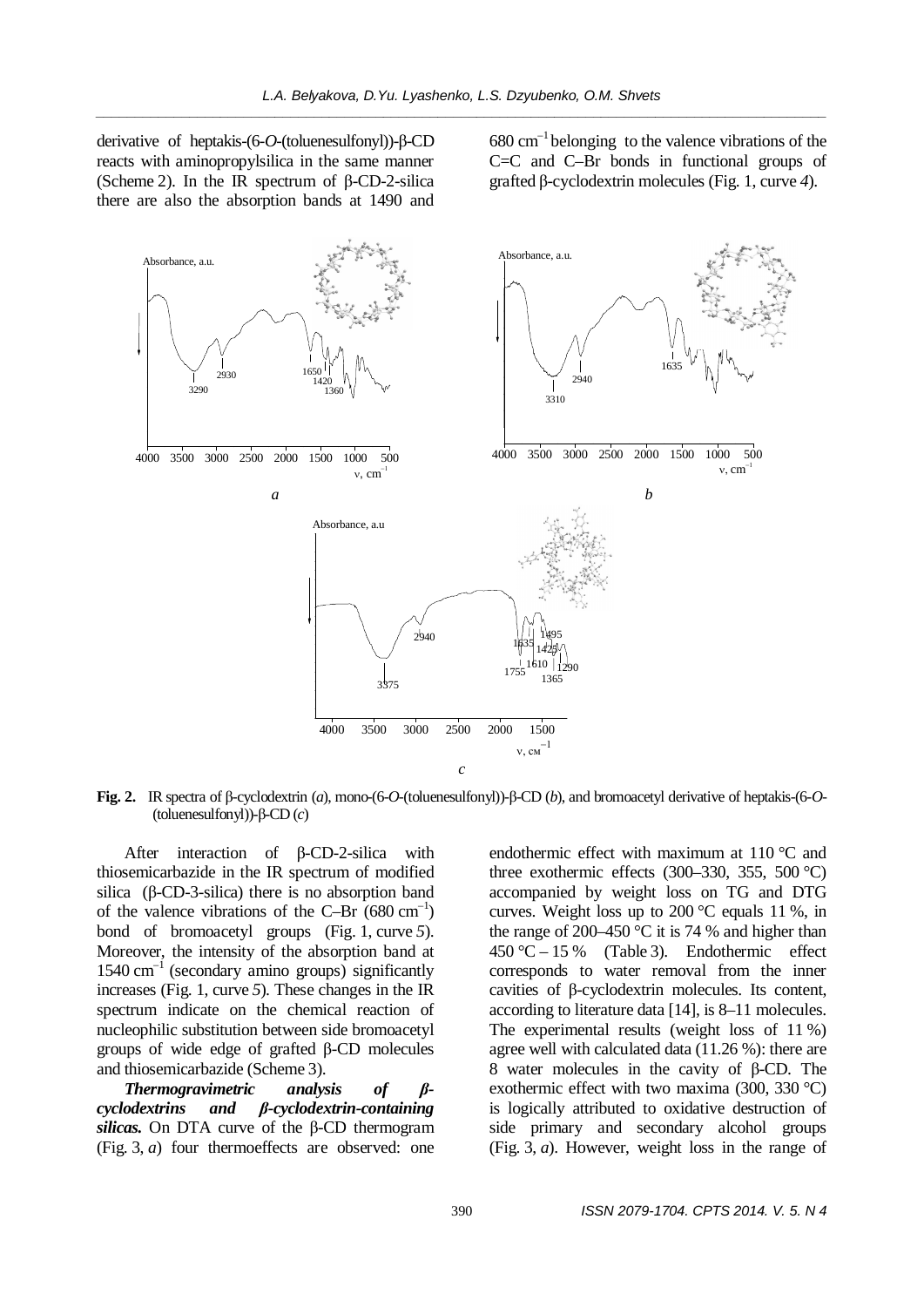derivative of heptakis-(6-*O*-(toluenesulfonyl))-β-CD reacts with aminopropylsilica in the same manner (Scheme 2). In the IR spectrum of β-CD-2-silica there are also the absorption bands at 1490 and 680 $cm^{-1}$ belonging to the valence vibrations of the C=C and C–Br bonds in functional groups of grafted β-cyclodextrin molecules (Fig. 1, curve *4*).

**Fig. 2.** IR spectra of β-cyclodextrin (*a*), mono-(6-*O*-(toluenesulfonyl))-β-CD (*b*), and bromoacetyl derivative of heptakis-(6-*O*-(toluenesulfonyl))-β-CD (*c*)

After interaction of β-CD-2-silica with thiosemicarbazide in the IR spectrum of modified silica (β-CD-3-silica) there is no absorption band of the valence vibrations of the C–Br (680 $cm^{-1}$) bond of bromoacetyl groups (Fig. 1, curve *5*). Moreover, the intensity of the absorption band at 1540 $cm^{-1}$ (secondary amino groups) significantly increases (Fig. 1, curve *5*). These changes in the IR spectrum indicate on the chemical reaction of nucleophilic substitution between side bromoacetyl groups of wide edge of grafted β-CD molecules and thiosemicarbazide (Scheme 3).

***Thermogravimetric analysis of β-cyclodextrins and β-cyclodextrin-containing silicas.*** On DTA curve of the β-CD thermogram (Fig. 3, *a*) four thermoeffects are observed: one endothermic effect with maximum at 110 °C and three exothermic effects (300–330, 355, 500 °C) accompanied by weight loss on TG and DTG curves. Weight loss up to 200 °C equals 11 %, in the range of 200–450 °C it is 74 % and higher than 450 °C – 15 % (Table 3). Endothermic effect corresponds to water removal from the inner cavities of β-cyclodextrin molecules. Its content, according to literature data [14], is 8–11 molecules. The experimental results (weight loss of 11 %) agree well with calculated data (11.26 %): there are 8 water molecules in the cavity of β-CD. The exothermic effect with two maxima (300, 330 °C) is logically attributed to oxidative destruction of side primary and secondary alcohol groups (Fig. 3, *a*). However, weight loss in the range of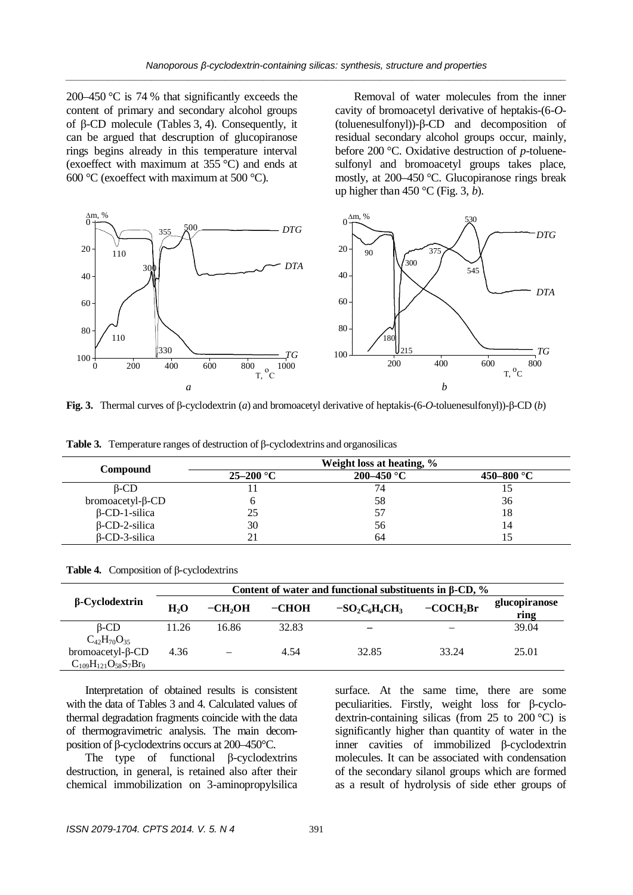200–450 °C is 74 % that significantly exceeds the content of primary and secondary alcohol groups of β-CD molecule (Tables 3, 4). Consequently, it can be argued that description of glucopiranose rings begins already in this temperature interval (exoeffect with maximum at 355 °C) and ends at 600 °C (exoeffect with maximum at 500 °C).

Removal of water molecules from the inner cavity of bromoacetyl derivative of heptakis-(6-*O*-(toluenesulfonyl))-β-CD and decomposition of residual secondary alcohol groups occur, mainly, before 200 °C. Oxidative destruction of *p*-toluene-sulfonyl and bromoacetyl groups takes place, mostly, at 200–450 °C. Glucopiranose rings break up higher than 450 °C (Fig. 3, *b*).

**Fig. 3.** Thermal curves of β-cyclodextrin (*a*) and bromoacetyl derivative of heptakis-(6-*O*-toluenesulfonyl))-β-CD (*b*)

**Table 3.** Temperature ranges of destruction of β-cyclodextrins and organosilicas

| Compound | Weight loss at heating, % | | |
|---|---|---|---|
| | 25–200 °C | 200–450 °C | 450–800 °C |
| β-CD | 11 | 74 | 15 |
| bromoacetyl-β-CD | 6 | 58 | 36 |
| β-CD-1-silica | 25 | 57 | 18 |
| β-CD-2-silica | 30 | 56 | 14 |
| β-CD-3-silica | 21 | 64 | 15 |

**Table 4.** Composition of β-cyclodextrins

| β-Cyclodextrin | Content of water and functional substituents in β-CD, % | | | | | |
|---|---|---|---|---|---|---|
| | $H_2O$ | $-CH_2OH$ | $-CHOH$ | $-SO_2C_6H_4CH_3$ | $-COCH_2Br$ | glucopiranose ring |
| β-CD $C_{42}H_{70}O_{35}$ | 11.26 | 16.86 | 32.83 | – | – | 39.04 |
| bromoacetyl-β-CD $C_{109}H_{121}O_{58}S_7Br_9$ | 4.36 | – | 4.54 | 32.85 | 33.24 | 25.01 |

Interpretation of obtained results is consistent with the data of Tables 3 and 4. Calculated values of thermal degradation fragments coincide with the data of thermogravimetric analysis. The main decomposition of β-cyclodextrins occurs at 200–450°C.

The type of functional β-cyclodextrins destruction, in general, is retained also after their chemical immobilization on 3-aminopropylsilica surface. At the same time, there are some peculiarities. Firstly, weight loss for β-cyclodextrin-containing silicas (from 25 to 200 °C) is significantly higher than quantity of water in the inner cavities of immobilized β-cyclodextrin molecules. It can be associated with condensation of the secondary silanol groups which are formed as a result of hydrolysis of side ether groups of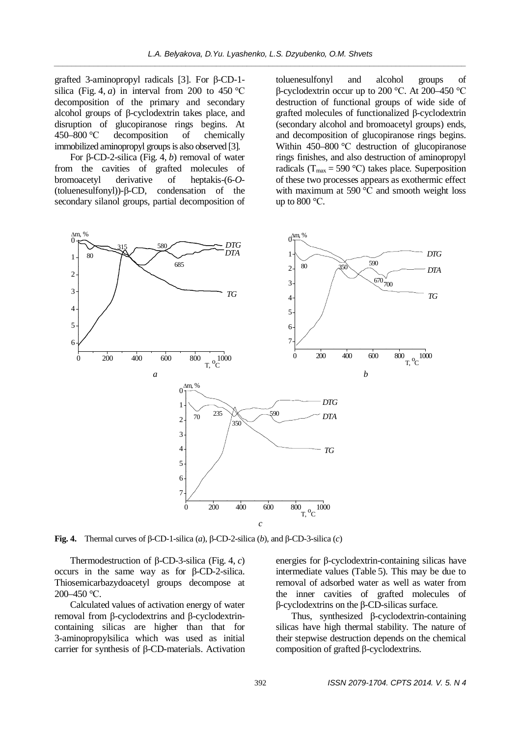grafted 3-aminopropyl radicals [3]. For β-CD-1-silica (Fig. 4, *a*) in interval from 200 to 450 °C decomposition of the primary and secondary alcohol groups of β-cyclodextrin takes place, and disruption of glucopiranose rings begins. At 450–800 °C decomposition of chemically immobilized aminopropyl groups is also observed [3].

For β-CD-2-silica (Fig. 4, *b*) removal of water from the cavities of grafted molecules of bromoacetyl derivative of heptakis-(6-*O*-(toluenesulfonyl))-β-CD, condensation of the secondary silanol groups, partial decomposition of toluenesulfonyl and alcohol groups of β-cyclodextrin occur up to 200 °C. At 200–450 °C destruction of functional groups of wide side of grafted molecules of functionalized β-cyclodextrin (secondary alcohol and bromoacetyl groups) ends, and decomposition of glucopiranose rings begins. Within 450–800 °C destruction of glucopiranose rings finishes, and also destruction of aminopropyl radicals ($T_{max}$ = 590 °C) takes place. Superposition of these two processes appears as exothermic effect with maximum at 590 °C and smooth weight loss up to 800 °C.

**Fig. 4.** Thermal curves of β-CD-1-silica (*a*), β-CD-2-silica (*b*), and β-CD-3-silica (*c*)

Thermodestruction of β-CD-3-silica (Fig. 4, *c*) occurs in the same way as for β-CD-2-silica. Thiosemicarbazydoacetyl groups decompose at 200–450 °C.

Calculated values of activation energy of water removal from β-cyclodextrins and β-cyclodextrin-containing silicas are higher than that for 3-aminopropylsilica which was used as initial carrier for synthesis of β-CD-materials. Activation energies for β-cyclodextrin-containing silicas have intermediate values (Table 5). This may be due to removal of adsorbed water as well as water from the inner cavities of grafted molecules of β-cyclodextrins on the β-CD-silicas surface.

Thus, synthesized β-cyclodextrin-containing silicas have high thermal stability. The nature of their stepwise destruction depends on the chemical composition of grafted β-cyclodextrins.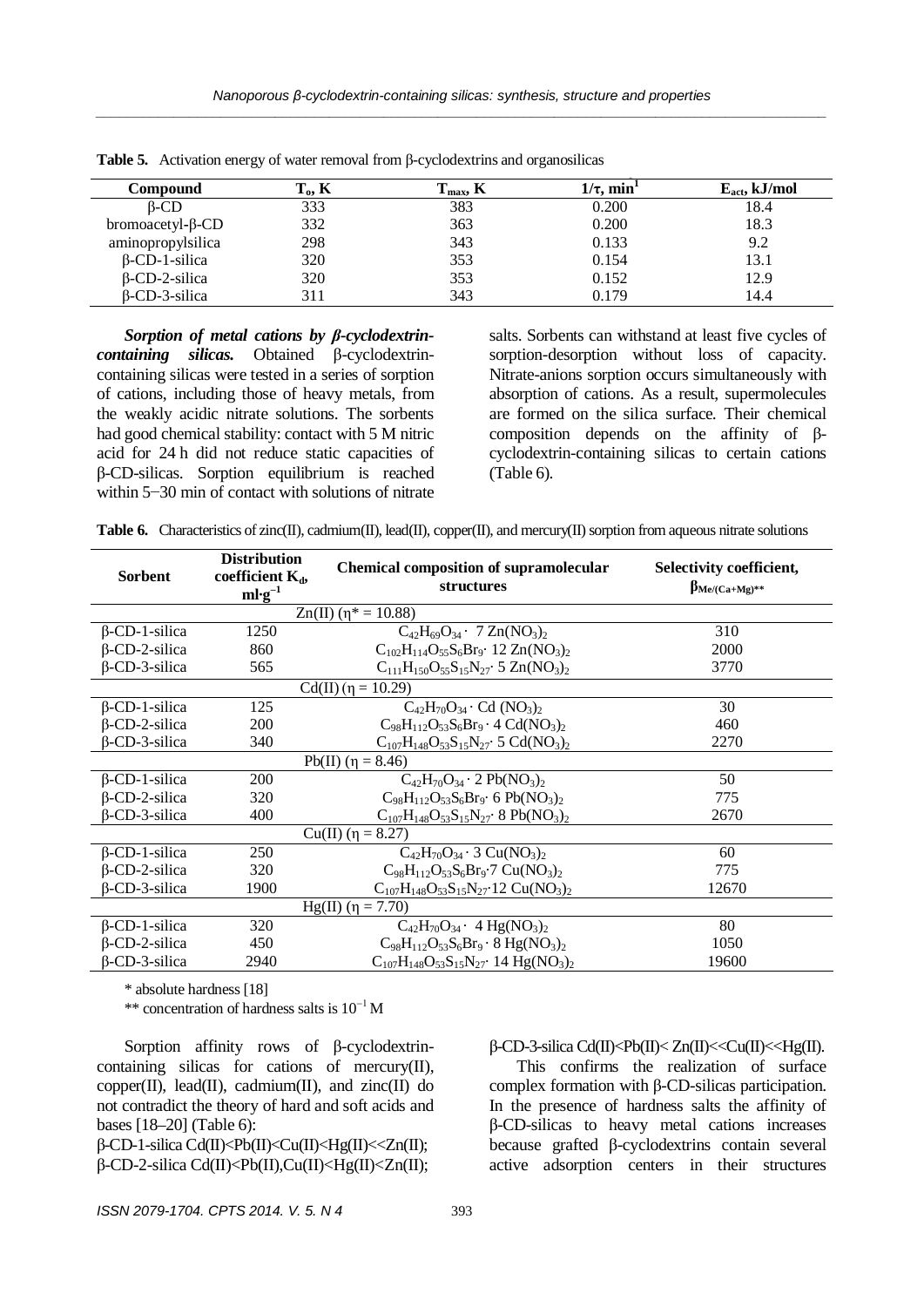**Table 5.** Activation energy of water removal from β-cyclodextrins and organosilicas

| Compound | $T_o$, K | $T_{max}$, K | $1/\tau$, $min^{-1}$ | $E_{act}$, kJ/mol |
|---|---|---|---|---|
| β-CD | 333 | 383 | 0.200 | 18.4 |
| bromoacetyl-β-CD | 332 | 363 | 0.200 | 18.3 |
| aminopropylsilica | 298 | 343 | 0.133 | 9.2 |
| β-CD-1-silica | 320 | 353 | 0.154 | 13.1 |
| β-CD-2-silica | 320 | 353 | 0.152 | 12.9 |
| β-CD-3-silica | 311 | 343 | 0.179 | 14.4 |

***Sorption of metal cations by β-cyclodextrin-containing silicas.*** Obtained β-cyclodextrin-containing silicas were tested in a series of sorption of cations, including those of heavy metals, from the weakly acidic nitrate solutions. The sorbents had good chemical stability: contact with 5 M nitric acid for 24 h did not reduce static capacities of β-CD-silicas. Sorption equilibrium is reached within 5−30 min of contact with solutions of nitrate salts. Sorbents can withstand at least five cycles of sorption-desorption without loss of capacity. Nitrate-anions sorption occurs simultaneously with absorption of cations. As a result, supermolecules are formed on the silica surface. Their chemical composition depends on the affinity of β-cyclodextrin-containing silicas to certain cations (Table 6).

**Table 6.** Characteristics of zinc(II), cadmium(II), lead(II), copper(II), and mercury(II) sorption from aqueous nitrate solutions

| Sorbent | Distribution coefficient $K_d$, $ml \cdot g^{-1}$ | Chemical composition of supramolecular structures | Selectivity coefficient, $\beta_{Me/(Ca+Mg)}$** |
|---|---|---|---|
| | | Zn(II) (η* = 10.88) | |
| β-CD-1-silica | 1250 | $C_{42}H_{69}O_{34} \cdot 7\ Zn(NO_3)_2$ | 310 |
| β-CD-2-silica | 860 | $C_{102}H_{114}O_{55}S_6Br_9 \cdot 12\ Zn(NO_3)_2$ | 2000 |
| β-CD-3-silica | 565 | $C_{111}H_{150}O_{55}S_{15}N_{27} \cdot 5\ Zn(NO_3)_2$ | 3770 |
| | | Cd(II) (η = 10.29) | |
| β-CD-1-silica | 125 | $C_{42}H_{70}O_{34} \cdot Cd\ (NO_3)_2$ | 30 |
| β-CD-2-silica | 200 | $C_{98}H_{112}O_{53}S_6Br_9 \cdot 4\ Cd(NO_3)_2$ | 460 |
| β-CD-3-silica | 340 | $C_{107}H_{148}O_{53}S_{15}N_{27} \cdot 5\ Cd(NO_3)_2$ | 2270 |
| | | Pb(II) (η = 8.46) | |
| β-CD-1-silica | 200 | $C_{42}H_{70}O_{34} \cdot 2\ Pb(NO_3)_2$ | 50 |
| β-CD-2-silica | 320 | $C_{98}H_{112}O_{53}S_6Br_9 \cdot 6\ Pb(NO_3)_2$ | 775 |
| β-CD-3-silica | 400 | $C_{107}H_{148}O_{53}S_{15}N_{27} \cdot 8\ Pb(NO_3)_2$ | 2670 |
| | | Cu(II) (η = 8.27) | |
| β-CD-1-silica | 250 | $C_{42}H_{70}O_{34} \cdot 3\ Cu(NO_3)_2$ | 60 |
| β-CD-2-silica | 320 | $C_{98}H_{112}O_{53}S_6Br_9 \cdot 7\ Cu(NO_3)_2$ | 775 |
| β-CD-3-silica | 1900 | $C_{107}H_{148}O_{53}S_{15}N_{27} \cdot 12\ Cu(NO_3)_2$ | 12670 |
| | | Hg(II) (η = 7.70) | |
| β-CD-1-silica | 320 | $C_{42}H_{70}O_{34} \cdot 4\ Hg(NO_3)_2$ | 80 |
| β-CD-2-silica | 450 | $C_{98}H_{112}O_{53}S_6Br_9 \cdot 8\ Hg(NO_3)_2$ | 1050 |
| β-CD-3-silica | 2940 | $C_{107}H_{148}O_{53}S_{15}N_{27} \cdot 14\ Hg(NO_3)_2$ | 19600 |

\* absolute hardness [18]

\** concentration of hardness salts is $10^{-1}$ M

Sorption affinity rows of β-cyclodextrin-containing silicas for cations of mercury(II), copper(II), lead(II), cadmium(II), and zinc(II) do not contradict the theory of hard and soft acids and bases [18–20] (Table 6):

β-CD-1-silica Cd(II)<Pb(II)<Cu(II)<Hg(II)<<Zn(II);
β-CD-2-silica Cd(II)<Pb(II),Cu(II)<Hg(II)<Zn(II);
β-CD-3-silica Cd(II)<Pb(II)< Zn(II)<<Cu(II)<<Hg(II).

This confirms the realization of surface complex formation with β-CD-silicas participation. In the presence of hardness salts the affinity of β-CD-silicas to heavy metal cations increases because grafted β-cyclodextrins contain several active adsorption centers in their structures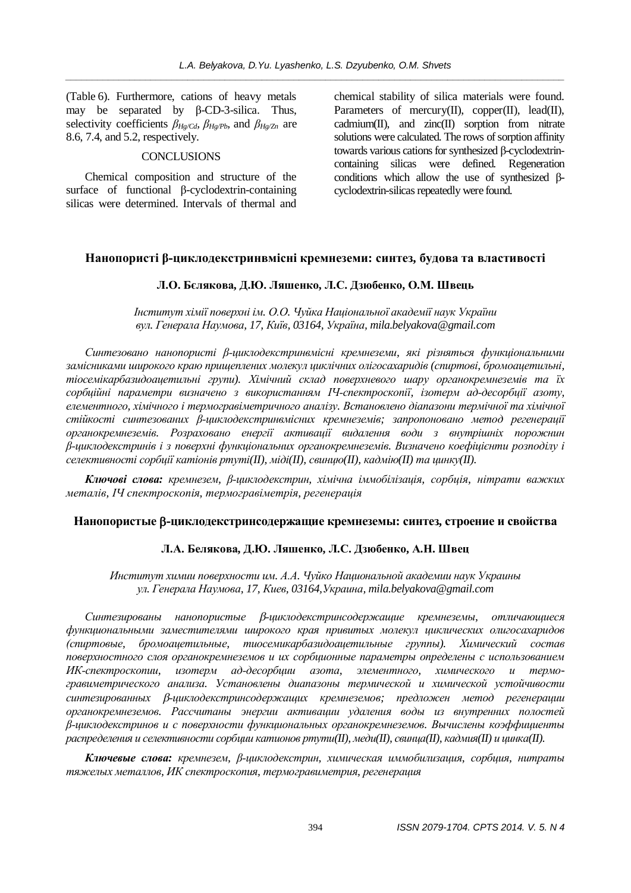(Table 6). Furthermore, cations of heavy metals may be separated by β-CD-3-silica. Thus, selectivity coefficients $\beta_{Hg/Cd}$, $\beta_{Hg/Pb}$, and $\beta_{Hg/Zn}$ are 8.6, 7.4, and 5.2, respectively.

## CONCLUSIONS

Chemical composition and structure of the surface of functional β-cyclodextrin-containing silicas were determined. Intervals of thermal and chemical stability of silica materials were found. Parameters of mercury(II), copper(II), lead(II), cadmium(II), and zinc(II) sorption from nitrate solutions were calculated. The rows of sorption affinity towards various cations for synthesized β-cyclodextrin-containing silicas were defined. Regeneration conditions which allow the use of synthesized β-cyclodextrin-silicas repeatedly were found.

## Нанопористі β-циклодекстринвмісні кремнеземи: синтез, будова та властивості

**Л.О. Бєлякова, Д.Ю. Ляшенко, Л.С. Дзюбенко, О.М. Швець**

*Інститут хімії поверхні ім. О.О. Чуйка Національної академії наук України*
*вул. Генерала Наумова, 17, Київ, 03164, Україна, mila.belyakova@gmail.com*

*Синтезовано нанопористі β-циклодекстринвмісні кремнеземи, які різняться функціональними замісниками широкого краю прищеплених молекул циклічних олігосахаридів (спиртові, бромоацетильні, тіосемікарбазидоацетильні групи). Хімічний склад поверхневого шару органокремнеземів та їх сорбційні параметри визначено з використанням ІЧ-спектроскопії, ізотерм ад-десорбції азоту, елементного, хімічного і термогравіметричного аналізу. Встановлено діапазони термічної та хімічної стійкості синтезованих β-циклодекстринвмісних кремнеземів; запропоновано метод регенерації органокремнеземів. Розраховано енергії активації видалення води з внутрішніх порожнин β-циклодекстринів і з поверхні функціональних органокремнеземів. Визначено коефіцієнти розподілу і селективності сорбції катіонів ртуті(II), міді(II), свинцю(II), кадмію(II) та цинку(II).*

***Ключові слова:*** *кремнезем, β-циклодекстрин, хімічна іммобілізація, сорбція, нітрати важких металів, ІЧ спектроскопія, термогравіметрія, регенерація*

## Нанопористые β-циклодекстринсодержащие кремнеземы: синтез, строение и свойства

**Л.А. Белякова, Д.Ю. Ляшенко, Л.С. Дзюбенко, А.Н. Швец**

*Институт химии поверхности им. А.А. Чуйко Национальной академии наук Украины*
*ул. Генерала Наумова, 17, Киев, 03164,Украина, mila.belyakova@gmail.com*

*Синтезированы нанопористые β-циклодекстринсодержащие кремнеземы, отличающиеся функциональными заместителями широкого края привитых молекул циклических олигосахаридов (спиртовые, бромоацетильные, тиосемикарбазидоацетильные группы). Химический состав поверхностного слоя органокремнеземов и их сорбционные параметры определены с использованием ИК-спектроскопии, изотерм ад-десорбции азота, элементного, химического и термогравиметрического анализа. Установлены диапазоны термической и химической устойчивости синтезированных β-циклодекстринсодержащих кремнеземов; предложен метод регенерации органокремнеземов. Рассчитаны энергии активации удаления воды из внутренних полостей β-циклодекстринов и с поверхности функциональных органокремнеземов. Вычислены коэффициенты распределения и селективности сорбции катионов ртути(II), меди(II), свинца(II), кадмия(II) и цинка(II).*

***Ключевые слова:*** *кремнезем, β-циклодекстрин, химическая иммобилизация, сорбция, нитраты тяжелых металлов, ИК спектроскопия, термогравиметрия, регенерация*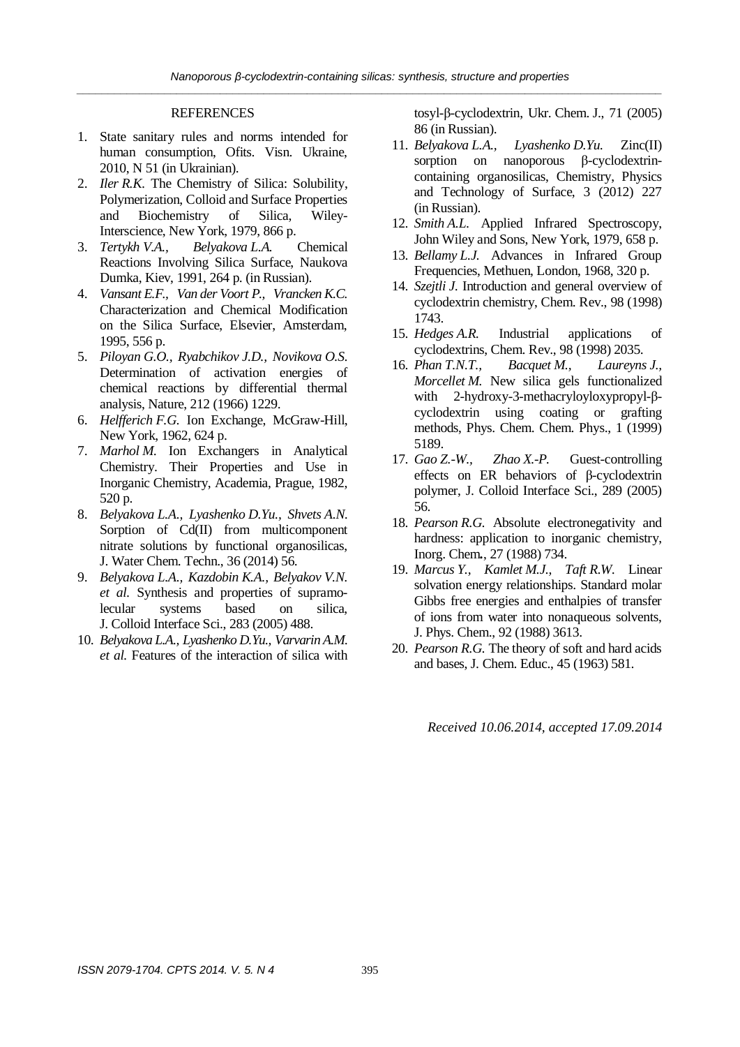## REFERENCES

1. State sanitary rules and norms intended for human consumption, Ofits. Visn. Ukraine, 2010, N 51 (in Ukrainian).
2. *Iler R.K.* The Chemistry of Silica: Solubility, Polymerization, Colloid and Surface Properties and Biochemistry of Silica, Wiley-Interscience, New York, 1979, 866 p.
3. *Tertykh V.A., Belyakova L.A.* Chemical Reactions Involving Silica Surface, Naukova Dumka, Kiev, 1991, 264 p. (in Russian).
4. *Vansant E.F., Van der Voort P., Vrancken K.C.* Characterization and Chemical Modification on the Silica Surface, Elsevier, Amsterdam, 1995, 556 p.
5. *Piloyan G.O., Ryabchikov J.D., Novikova O.S.* Determination of activation energies of chemical reactions by differential thermal analysis, Nature, 212 (1966) 1229.
6. *Helfferich F.G.* Ion Exchange, McGraw-Hill, New York, 1962, 624 p.
7. *Marhol M.* Ion Exchangers in Analytical Chemistry. Their Properties and Use in Inorganic Chemistry, Academia, Prague, 1982, 520 p.
8. *Belyakova L.A., Lyashenko D.Yu., Shvets A.N.* Sorption of Cd(II) from multicomponent nitrate solutions by functional organosilicas, J. Water Chem. Techn., 36 (2014) 56.
9. *Belyakova L.A., Kazdobin K.A., Belyakov V.N. et al.* Synthesis and properties of supramolecular systems based on silica, J. Colloid Interface Sci., 283 (2005) 488.
10. *Belyakova L.A., Lyashenko D.Yu., Varvarin A.M. et al.* Features of the interaction of silica with tosyl-β-cyclodextrin, Ukr. Chem. J., 71 (2005) 86 (in Russian).
11. *Belyakova L.A., Lyashenko D.Yu.* Zinc(II) sorption on nanoporous β-cyclodextrin-containing organosilicas, Chemistry, Physics and Technology of Surface, 3 (2012) 227 (in Russian).
12. *Smith A.L.* Applied Infrared Spectroscopy, John Wiley and Sons, New York, 1979, 658 p.
13. *Bellamy L.J.* Advances in Infrared Group Frequencies, Methuen, London, 1968, 320 p.
14. *Szejtli J.* Introduction and general overview of cyclodextrin chemistry, Chem. Rev., 98 (1998) 1743.
15. *Hedges A.R.* Industrial applications of cyclodextrins, Chem. Rev., 98 (1998) 2035.
16. *Phan T.N.T., Bacquet M., Laureyns J., Morcellet M.* New silica gels functionalized with 2-hydroxy-3-methacryloyloxypropyl-β-cyclodextrin using coating or grafting methods, Phys. Chem. Chem. Phys., 1 (1999) 5189.
17. *Gao Z.-W., Zhao X.-P.* Guest-controlling effects on ER behaviors of β-cyclodextrin polymer, J. Colloid Interface Sci., 289 (2005) 56.
18. *Pearson R.G.* Absolute electronegativity and hardness: application to inorganic chemistry, Inorg. Chem., 27 (1988) 734.
19. *Marcus Y., Kamlet M.J., Taft R.W.* Linear solvation energy relationships. Standard molar Gibbs free energies and enthalpies of transfer of ions from water into nonaqueous solvents, J. Phys. Chem., 92 (1988) 3613.
20. *Pearson R.G.* The theory of soft and hard acids and bases, J. Chem. Educ., 45 (1963) 581.

*Received 10.06.2014, accepted 17.09.2014*